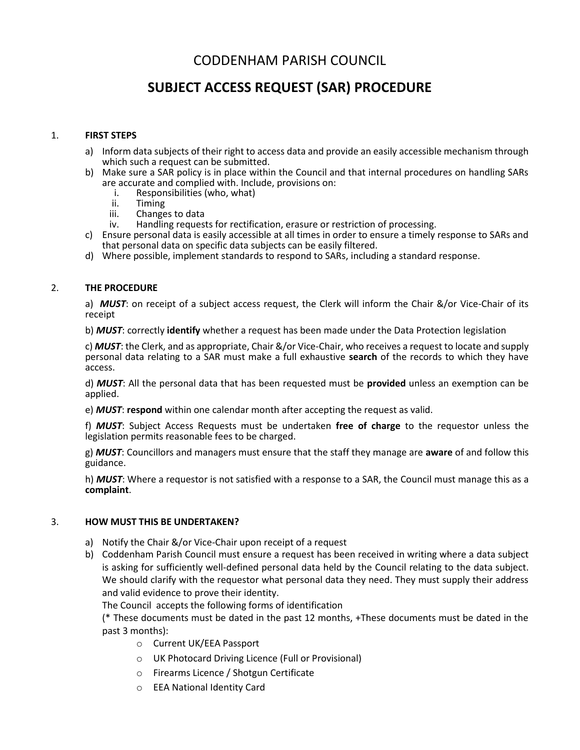# CODDENHAM PARISH COUNCIL

## SUBJECT ACCESS REQUEST (SAR) PROCEDURE

### 1. FIRST STEPS

a) Inform data subjects of their right to access data and provide an easily accessible mechanism through which such a request can be submitted.

b) Make sure a SAR policy is in place within the Council and that internal procedures on handling SARs are accurate and complied with. Include, provisions on:
   i. Responsibilities (who, what)
   ii. Timing
   iii. Changes to data
   iv. Handling requests for rectification, erasure or restriction of processing.

c) Ensure personal data is easily accessible at all times in order to ensure a timely response to SARs and that personal data on specific data subjects can be easily filtered.

d) Where possible, implement standards to respond to SARs, including a standard response.

### 2. THE PROCEDURE

a) ***MUST***: on receipt of a subject access request, the Clerk will inform the Chair &/or Vice-Chair of its receipt

b) ***MUST***: correctly **identify** whether a request has been made under the Data Protection legislation

c) ***MUST***: the Clerk, and as appropriate, Chair &/or Vice-Chair, who receives a request to locate and supply personal data relating to a SAR must make a full exhaustive **search** of the records to which they have access.

d) ***MUST***: All the personal data that has been requested must be **provided** unless an exemption can be applied.

e) ***MUST***: **respond** within one calendar month after accepting the request as valid.

f) ***MUST***: Subject Access Requests must be undertaken **free of charge** to the requestor unless the legislation permits reasonable fees to be charged.

g) ***MUST***: Councillors and managers must ensure that the staff they manage are **aware** of and follow this guidance.

h) ***MUST***: Where a requestor is not satisfied with a response to a SAR, the Council must manage this as a **complaint**.

### 3. HOW MUST THIS BE UNDERTAKEN?

a) Notify the Chair &/or Vice-Chair upon receipt of a request

b) Coddenham Parish Council must ensure a request has been received in writing where a data subject is asking for sufficiently well-defined personal data held by the Council relating to the data subject. We should clarify with the requestor what personal data they need. They must supply their address and valid evidence to prove their identity.
   The Council accepts the following forms of identification
   (* These documents must be dated in the past 12 months, +These documents must be dated in the past 3 months):
   - Current UK/EEA Passport
   - UK Photocard Driving Licence (Full or Provisional)
   - Firearms Licence / Shotgun Certificate
   - EEA National Identity Card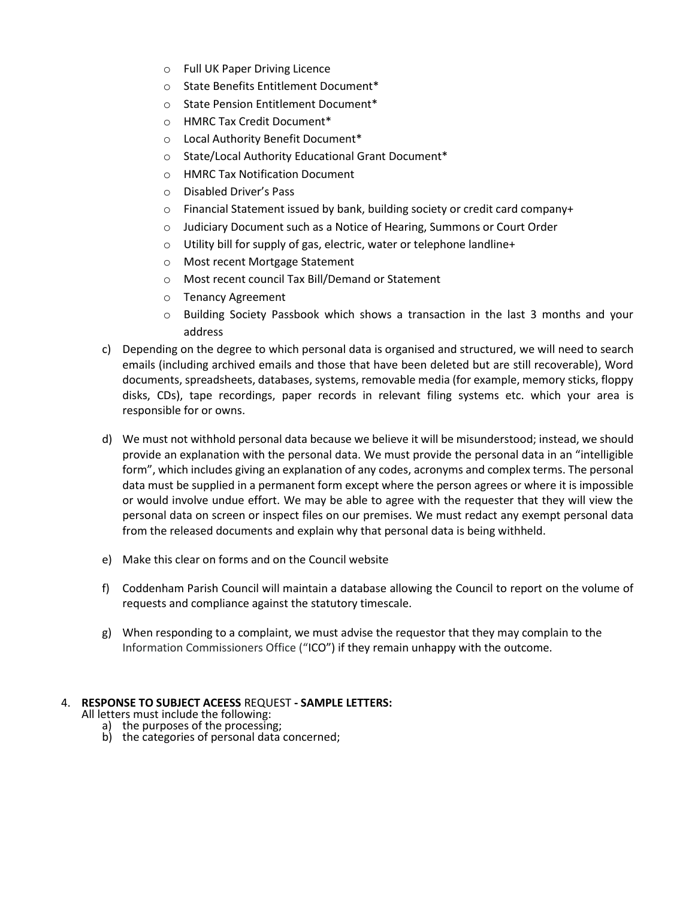- Full UK Paper Driving Licence
- State Benefits Entitlement Document*
- State Pension Entitlement Document*
- HMRC Tax Credit Document*
- Local Authority Benefit Document*
- State/Local Authority Educational Grant Document*
- HMRC Tax Notification Document
- Disabled Driver's Pass
- Financial Statement issued by bank, building society or credit card company+
- Judiciary Document such as a Notice of Hearing, Summons or Court Order
- Utility bill for supply of gas, electric, water or telephone landline+
- Most recent Mortgage Statement
- Most recent council Tax Bill/Demand or Statement
- Tenancy Agreement
- Building Society Passbook which shows a transaction in the last 3 months and your address

c) Depending on the degree to which personal data is organised and structured, we will need to search emails (including archived emails and those that have been deleted but are still recoverable), Word documents, spreadsheets, databases, systems, removable media (for example, memory sticks, floppy disks, CDs), tape recordings, paper records in relevant filing systems etc. which your area is responsible for or owns.

d) We must not withhold personal data because we believe it will be misunderstood; instead, we should provide an explanation with the personal data. We must provide the personal data in an "intelligible form", which includes giving an explanation of any codes, acronyms and complex terms. The personal data must be supplied in a permanent form except where the person agrees or where it is impossible or would involve undue effort. We may be able to agree with the requester that they will view the personal data on screen or inspect files on our premises. We must redact any exempt personal data from the released documents and explain why that personal data is being withheld.

e) Make this clear on forms and on the Council website

f) Coddenham Parish Council will maintain a database allowing the Council to report on the volume of requests and compliance against the statutory timescale.

g) When responding to a complaint, we must advise the requestor that they may complain to the Information Commissioners Office ("ICO") if they remain unhappy with the outcome.

4. **RESPONSE TO SUBJECT ACEESS** REQUEST **- SAMPLE LETTERS:**

All letters must include the following:

a) the purposes of the processing;
b) the categories of personal data concerned;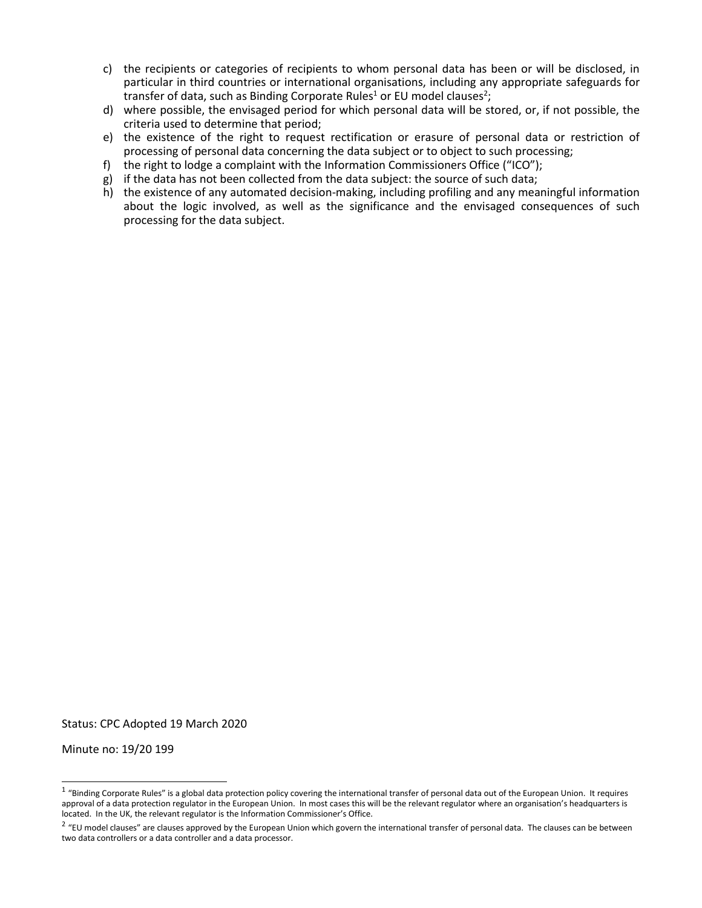c) the recipients or categories of recipients to whom personal data has been or will be disclosed, in particular in third countries or international organisations, including any appropriate safeguards for transfer of data, such as Binding Corporate Rules[1] or EU model clauses[2];
d) where possible, the envisaged period for which personal data will be stored, or, if not possible, the criteria used to determine that period;
e) the existence of the right to request rectification or erasure of personal data or restriction of processing of personal data concerning the data subject or to object to such processing;
f) the right to lodge a complaint with the Information Commissioners Office ("ICO");
g) if the data has not been collected from the data subject: the source of such data;
h) the existence of any automated decision-making, including profiling and any meaningful information about the logic involved, as well as the significance and the envisaged consequences of such processing for the data subject.

Status: CPC Adopted 19 March 2020

Minute no: 19/20 199

[1] "Binding Corporate Rules" is a global data protection policy covering the international transfer of personal data out of the European Union. It requires approval of a data protection regulator in the European Union. In most cases this will be the relevant regulator where an organisation's headquarters is located. In the UK, the relevant regulator is the Information Commissioner's Office.

[2] "EU model clauses" are clauses approved by the European Union which govern the international transfer of personal data. The clauses can be between two data controllers or a data controller and a data processor.